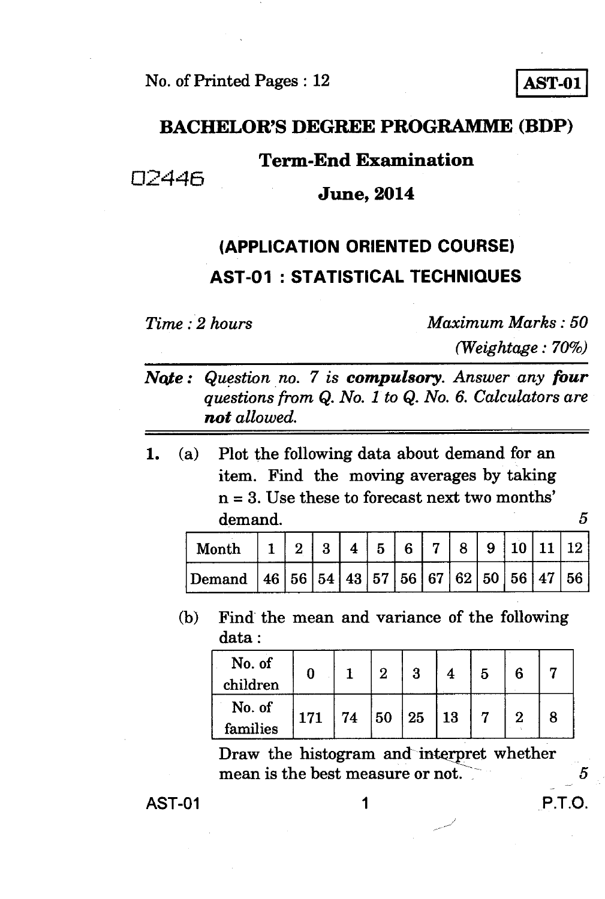No. of Printed Pages : 12

**AST-01**

# BACHELOR'S DEGREE PROGRAMME (BDP)

## Term-End Examination

02446

## June, 2014

## (APPLICATION ORIENTED COURSE)

## AST-01 : STATISTICAL TECHNIQUES

*Time : 2 hours* *Maximum Marks : 50*

*(Weightage : 70%)*

***Note :*** *Question no. 7 is* ***compulsory****. Answer any* ***four*** *questions from Q. No. 1 to Q. No. 6. Calculators are* ***not*** *allowed.*

---

1. (a) Plot the following data about demand for an item. Find the moving averages by taking $n = 3$. Use these to forecast next two months' demand. 5

| Month | 1 | 2 | 3 | 4 | 5 | 6 | 7 | 8 | 9 | 10 | 11 | 12 |
|---|---|---|---|---|---|---|---|---|---|---|---|---|
| Demand | 46 | 56 | 54 | 43 | 57 | 56 | 67 | 62 | 50 | 56 | 47 | 56 |

(b) Find the mean and variance of the following data :

| No. of children | 0 | 1 | 2 | 3 | 4 | 5 | 6 | 7 |
|---|---|---|---|---|---|---|---|---|
| No. of families | 171 | 74 | 50 | 25 | 13 | 7 | 2 | 8 |

Draw the histogram and interpret whether mean is the best measure or not. 5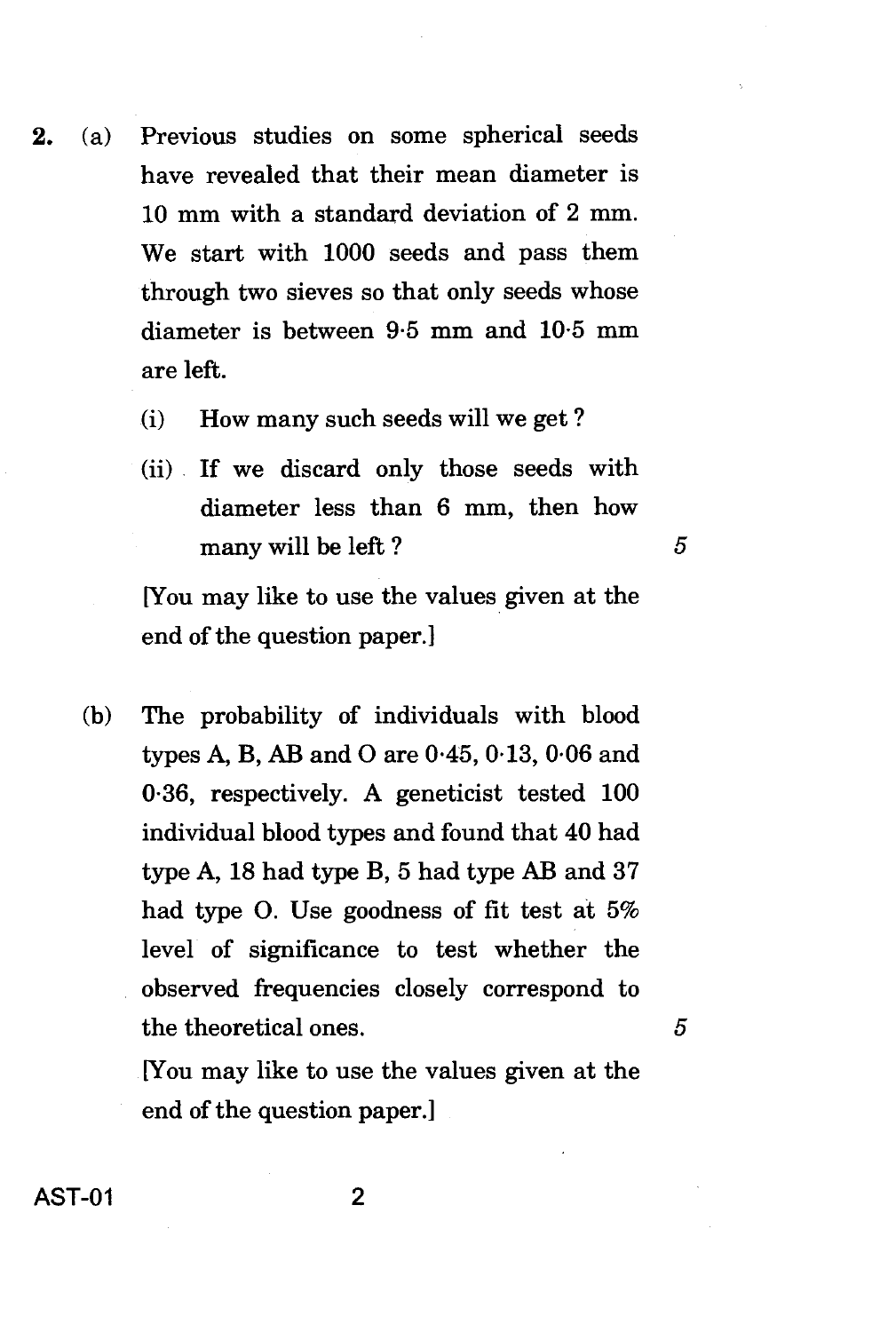2. (a) Previous studies on some spherical seeds have revealed that their mean diameter is 10 mm with a standard deviation of 2 mm. We start with 1000 seeds and pass them through two sieves so that only seeds whose diameter is between 9·5 mm and 10·5 mm are left.

   (i) How many such seeds will we get ?

   (ii) If we discard only those seeds with diameter less than 6 mm, then how many will be left ? 5

   [You may like to use the values given at the end of the question paper.]

   (b) The probability of individuals with blood types A, B, AB and O are 0·45, 0·13, 0·06 and 0·36, respectively. A geneticist tested 100 individual blood types and found that 40 had type A, 18 had type B, 5 had type AB and 37 had type O. Use goodness of fit test at 5% level of significance to test whether the observed frequencies closely correspond to the theoretical ones. 5

   [You may like to use the values given at the end of the question paper.]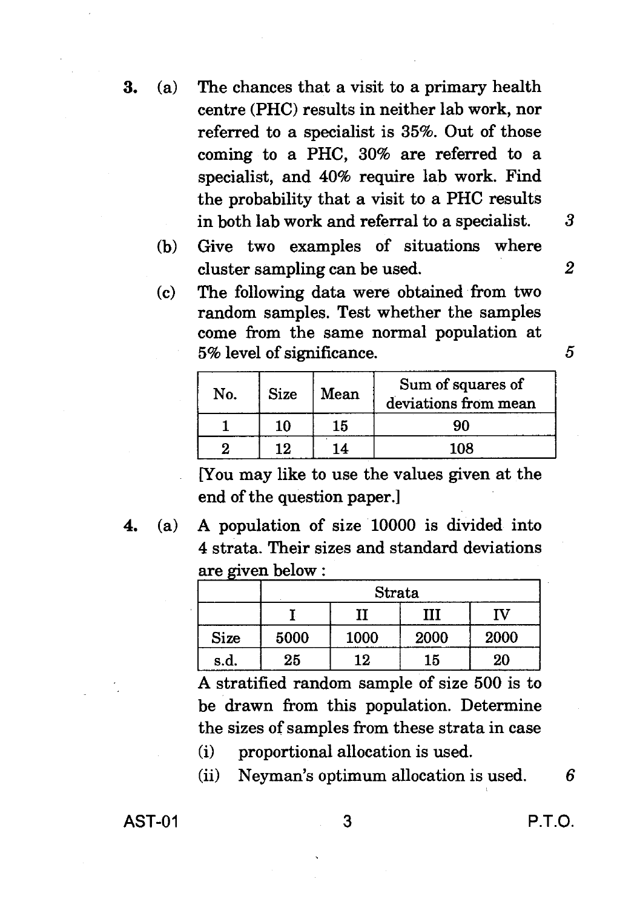3. (a) The chances that a visit to a primary health centre (PHC) results in neither lab work, nor referred to a specialist is 35%. Out of those coming to a PHC, 30% are referred to a specialist, and 40% require lab work. Find the probability that a visit to a PHC results in both lab work and referral to a specialist. 3

   (b) Give two examples of situations where cluster sampling can be used. 2

   (c) The following data were obtained from two random samples. Test whether the samples come from the same normal population at 5% level of significance. 5

| No. | Size | Mean | Sum of squares of deviations from mean |
|---|---|---|---|
| 1 | 10 | 15 | 90 |
| 2 | 12 | 14 | 108 |

   [You may like to use the values given at the end of the question paper.]

4. (a) A population of size 10000 is divided into 4 strata. Their sizes and standard deviations are given below :

|  | Strata | | | |
|---|---|---|---|---|
|  | I | II | III | IV |
| Size | 5000 | 1000 | 2000 | 2000 |
| s.d. | 25 | 12 | 15 | 20 |

   A stratified random sample of size 500 is to be drawn from this population. Determine the sizes of samples from these strata in case

   (i) proportional allocation is used.

   (ii) Neyman's optimum allocation is used. 6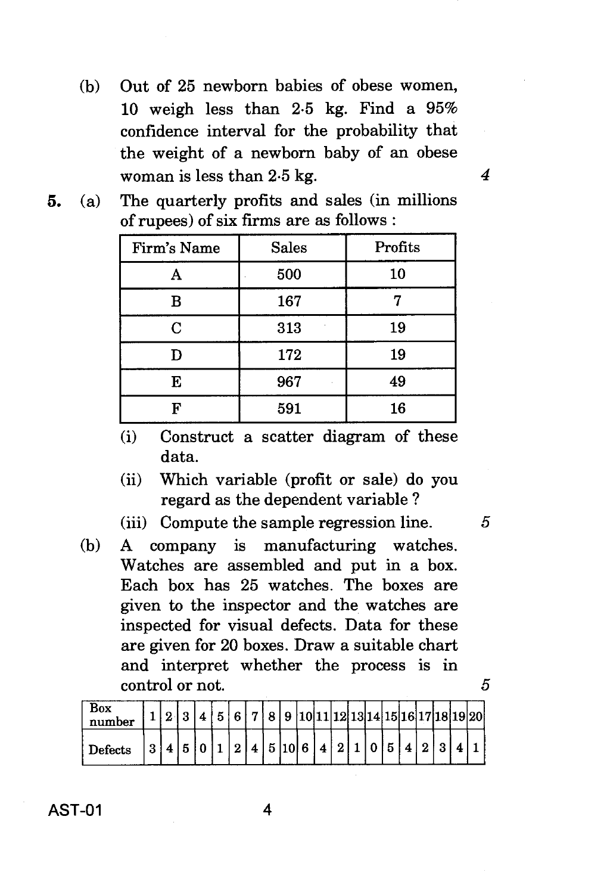(b) Out of 25 newborn babies of obese women, 10 weigh less than 2·5 kg. Find a 95% confidence interval for the probability that the weight of a newborn baby of an obese woman is less than 2·5 kg. 4

**5.** (a) The quarterly profits and sales (in millions of rupees) of six firms are as follows :

| Firm's Name | Sales | Profits |
|---|---|---|
| A | 500 | 10 |
| B | 167 | 7 |
| C | 313 | 19 |
| D | 172 | 19 |
| E | 967 | 49 |
| F | 591 | 16 |

(i) Construct a scatter diagram of these data.

(ii) Which variable (profit or sale) do you regard as the dependent variable ?

(iii) Compute the sample regression line. 5

(b) A company is manufacturing watches. Watches are assembled and put in a box. Each box has 25 watches. The boxes are given to the inspector and the watches are inspected for visual defects. Data for these are given for 20 boxes. Draw a suitable chart and interpret whether the process is in control or not. 5

| Box number | 1 | 2 | 3 | 4 | 5 | 6 | 7 | 8 | 9 | 10 | 11 | 12 | 13 | 14 | 15 | 16 | 17 | 18 | 19 | 20 |
|---|---|---|---|---|---|---|---|---|---|---|---|---|---|---|---|---|---|---|---|---|
| Defects | 3 | 4 | 5 | 0 | 1 | 2 | 4 | 5 | 10 | 6 | 4 | 2 | 1 | 0 | 5 | 4 | 2 | 3 | 4 | 1 |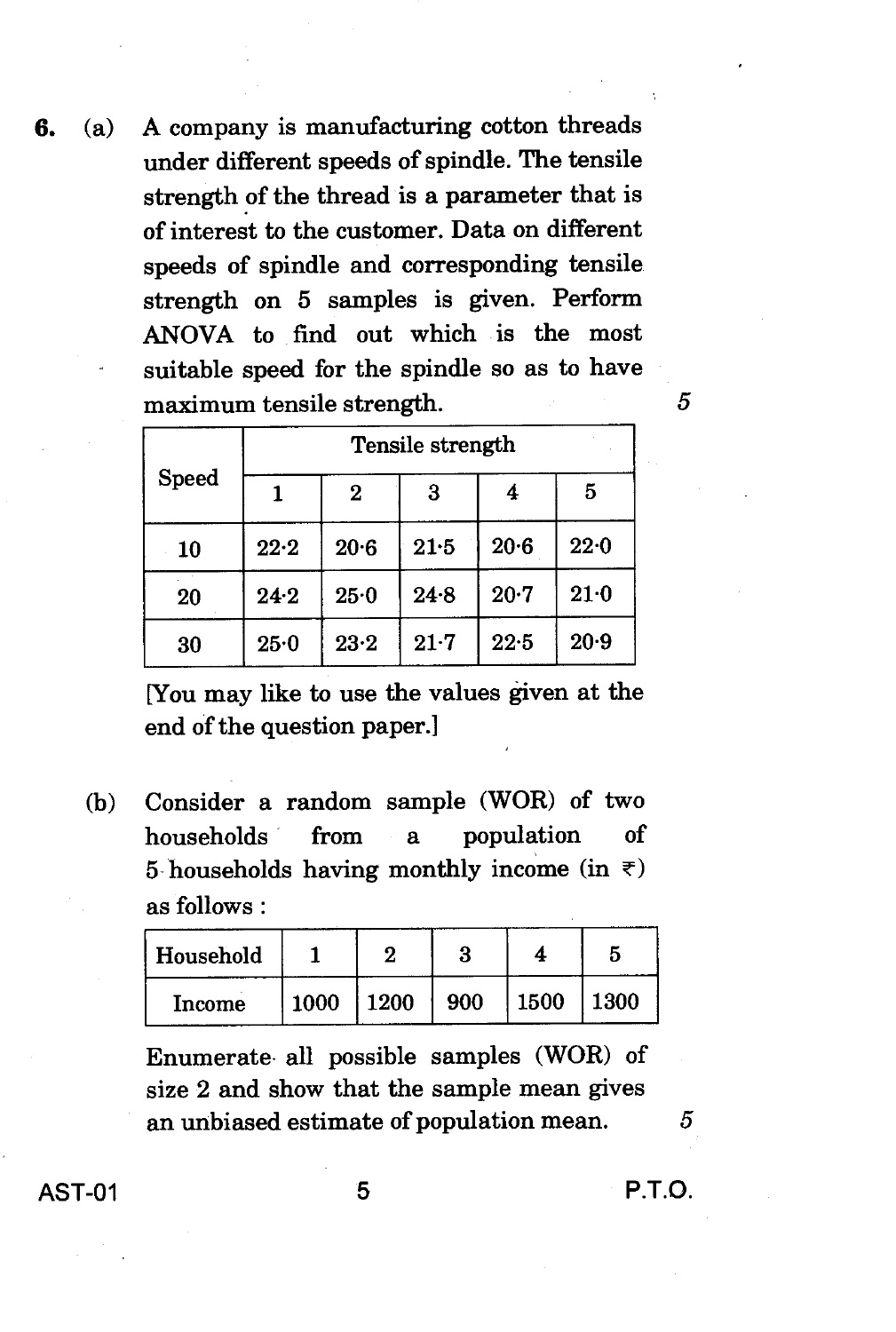6. (a) A company is manufacturing cotton threads under different speeds of spindle. The tensile strength of the thread is a parameter that is of interest to the customer. Data on different speeds of spindle and corresponding tensile strength on 5 samples is given. Perform ANOVA to find out which is the most suitable speed for the spindle so as to have maximum tensile strength. 5

| Speed | Tensile strength | | | | |
|---|---|---|---|---|---|
| | 1 | 2 | 3 | 4 | 5 |
| 10 | 22·2 | 20·6 | 21·5 | 20·6 | 22·0 |
| 20 | 24·2 | 25·0 | 24·8 | 20·7 | 21·0 |
| 30 | 25·0 | 23·2 | 21·7 | 22·5 | 20·9 |

[You may like to use the values given at the end of the question paper.]

(b) Consider a random sample (WOR) of two households from a population of 5 households having monthly income (in ₹) as follows :

| Household | 1 | 2 | 3 | 4 | 5 |
|---|---|---|---|---|---|
| Income | 1000 | 1200 | 900 | 1500 | 1300 |

Enumerate all possible samples (WOR) of size 2 and show that the sample mean gives an unbiased estimate of population mean. 5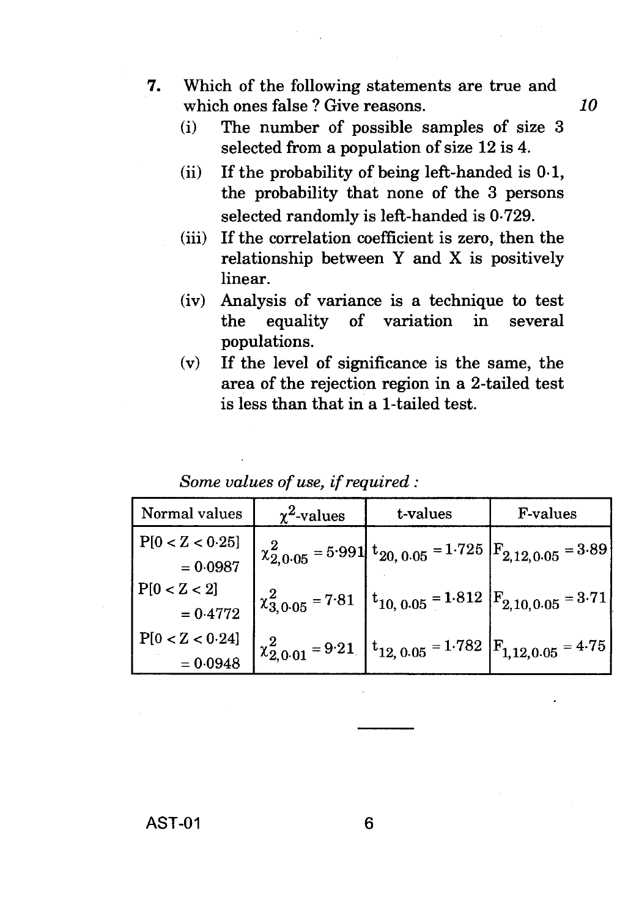7. Which of the following statements are true and which ones false ? Give reasons. *10*

   (i) The number of possible samples of size 3 selected from a population of size 12 is 4.

   (ii) If the probability of being left-handed is 0·1, the probability that none of the 3 persons selected randomly is left-handed is 0·729.

   (iii) If the correlation coefficient is zero, then the relationship between Y and X is positively linear.

   (iv) Analysis of variance is a technique to test the equality of variation in several populations.

   (v) If the level of significance is the same, the area of the rejection region in a 2-tailed test is less than that in a 1-tailed test.

*Some values of use, if required :*

| Normal values | $\chi^2$-values | t-values | F-values |
|---|---|---|---|
| $P[0 < Z < 0{\cdot}25]$ $= 0{\cdot}0987$ | $\chi^2_{2, 0{\cdot}05} = 5{\cdot}991$ | $t_{20,\, 0{\cdot}05} = 1{\cdot}725$ | $F_{2, 12, 0{\cdot}05} = 3{\cdot}89$ |
| $P[0 < Z < 2]$ $= 0{\cdot}4772$ | $\chi^2_{3, 0{\cdot}05} = 7{\cdot}81$ | $t_{10,\, 0{\cdot}05} = 1{\cdot}812$ | $F_{2, 10, 0{\cdot}05} = 3{\cdot}71$ |
| $P[0 < Z < 0{\cdot}24]$ $= 0{\cdot}0948$ | $\chi^2_{2, 0{\cdot}01} = 9{\cdot}21$ | $t_{12,\, 0{\cdot}05} = 1{\cdot}782$ | $F_{1, 12, 0{\cdot}05} = 4{\cdot}75$ |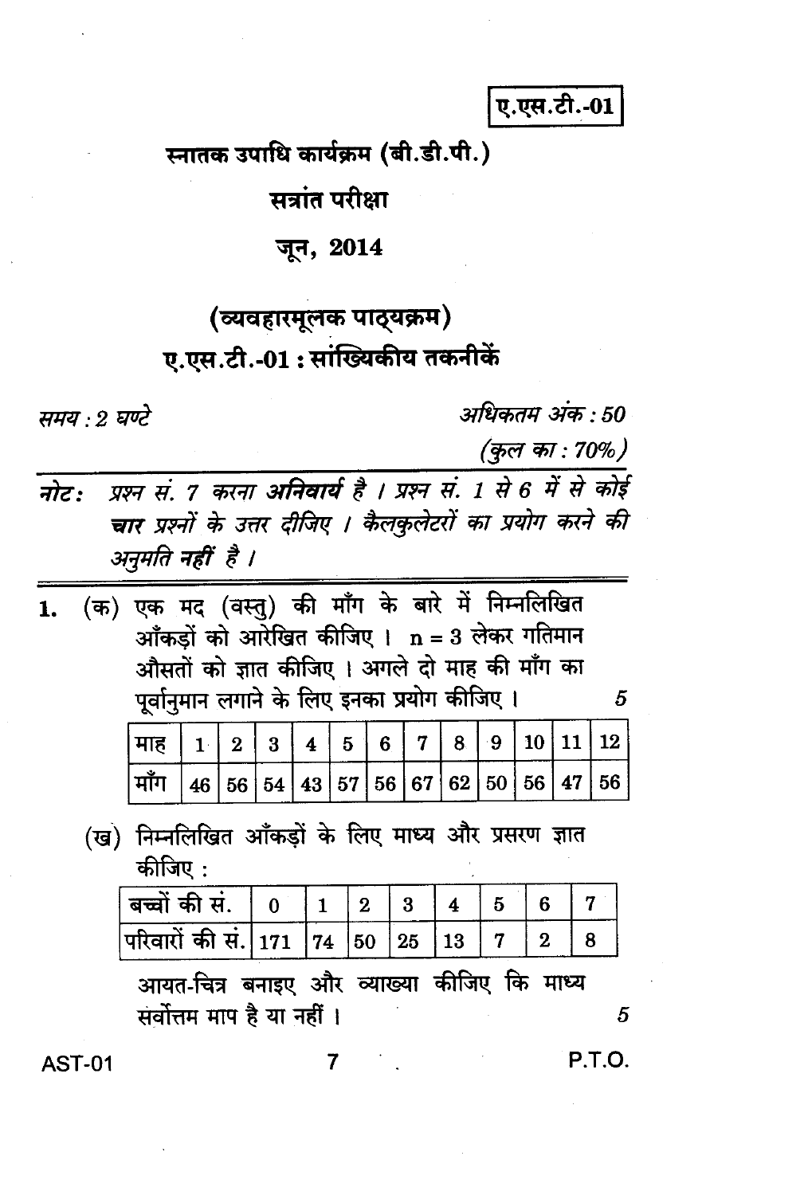**ए.एस.टी.-01**

# स्नातक उपाधि कार्यक्रम (बी.डी.पी.)

## सत्रांत परीक्षा

## जून, 2014

## (व्यवहारमूलक पाठ्यक्रम)

## ए.एस.टी.-01 : सांख्यिकीय तकनीकें

*समय : 2 घण्टे* *अधिकतम अंक : 50*

*(कुल का : 70%)*

*नोट: प्रश्न सं. 7 करना* ***अनिवार्य*** *है । प्रश्न सं. 1 से 6 में से कोई* ***चार*** *प्रश्नों के उत्तर दीजिए । कैलकुलेटरों का प्रयोग करने की अनुमति* ***नहीं*** *है ।*

---

1. (क) एक मद (वस्तु) की माँग के बारे में निम्नलिखित आँकड़ों को आरेखित कीजिए । $n = 3$ लेकर गतिमान औसतों को ज्ञात कीजिए । अगले दो माह की माँग का पूर्वानुमान लगाने के लिए इनका प्रयोग कीजिए । 5

| माह | 1 | 2 | 3 | 4 | 5 | 6 | 7 | 8 | 9 | 10 | 11 | 12 |
|---|---|---|---|---|---|---|---|---|---|---|---|---|
| माँग | 46 | 56 | 54 | 43 | 57 | 56 | 67 | 62 | 50 | 56 | 47 | 56 |

(ख) निम्नलिखित आँकड़ों के लिए माध्य और प्रसरण ज्ञात कीजिए :

| बच्चों की सं. | 0 | 1 | 2 | 3 | 4 | 5 | 6 | 7 |
|---|---|---|---|---|---|---|---|---|
| परिवारों की सं. | 171 | 74 | 50 | 25 | 13 | 7 | 2 | 8 |

आयत-चित्र बनाइए और व्याख्या कीजिए कि माध्य सर्वोत्तम माप है या नहीं । 5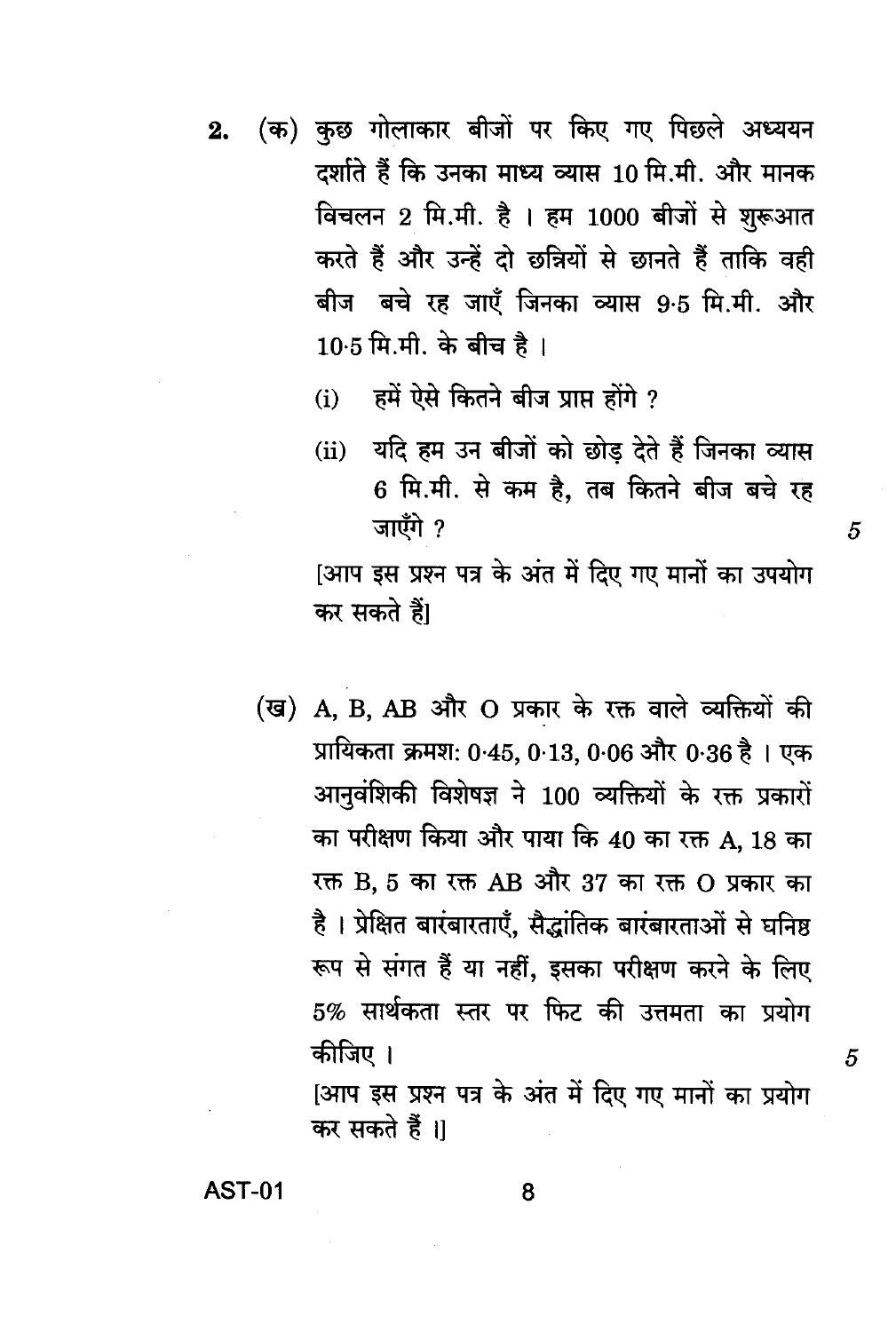2. (क) कुछ गोलाकार बीजों पर किए गए पिछले अध्ययन दर्शाते हैं कि उनका माध्य व्यास 10 मि.मी. और मानक विचलन 2 मि.मी. है । हम 1000 बीजों से शुरूआत करते हैं और उन्हें दो छन्नियों से छानते हैं ताकि वही बीज बचे रह जाएँ जिनका व्यास 9·5 मि.मी. और 10·5 मि.मी. के बीच है ।

   (i) हमें ऐसे कितने बीज प्राप्त होंगे ?

   (ii) यदि हम उन बीजों को छोड़ देते हैं जिनका व्यास 6 मि.मी. से कम है, तब कितने बीज बचे रह जाएँगे ? 5

   [आप इस प्रश्न पत्र के अंत में दिए गए मानों का उपयोग कर सकते हैं]

   (ख) A, B, AB और O प्रकार के रक्त वाले व्यक्तियों की प्रायिकता क्रमशः 0·45, 0·13, 0·06 और 0·36 है । एक आनुवंशिकी विशेषज्ञ ने 100 व्यक्तियों के रक्त प्रकारों का परीक्षण किया और पाया कि 40 का रक्त A, 18 का रक्त B, 5 का रक्त AB और 37 का रक्त O प्रकार का है । प्रेक्षित बारंबारताएँ, सैद्धांतिक बारंबारताओं से घनिष्ठ रूप से संगत हैं या नहीं, इसका परीक्षण करने के लिए 5% सार्थकता स्तर पर फिट की उत्तमता का प्रयोग कीजिए । 5

   [आप इस प्रश्न पत्र के अंत में दिए गए मानों का प्रयोग कर सकते हैं ।]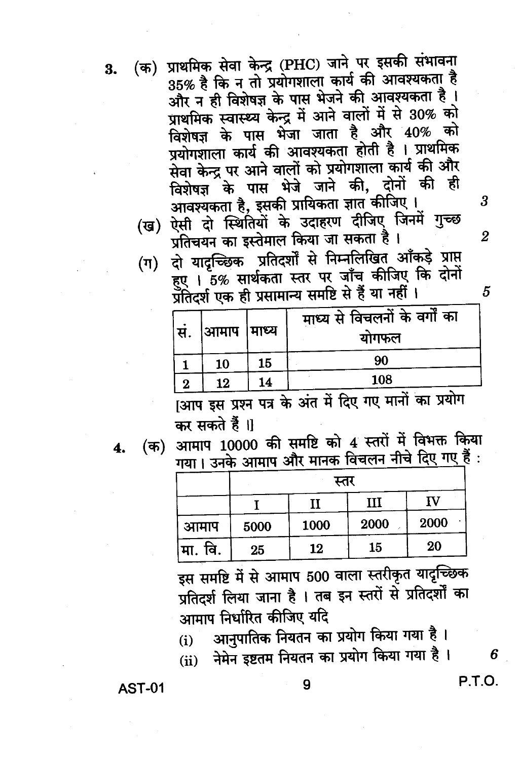3. (क) प्राथमिक सेवा केन्द्र (PHC) जाने पर इसकी संभावना 35% है कि न तो प्रयोगशाला कार्य की आवश्यकता है और न ही विशेषज्ञ के पास भेजने की आवश्यकता है । प्राथमिक स्वास्थ्य केन्द्र में आने वालों में से 30% को विशेषज्ञ के पास भेजा जाता है और 40% को प्रयोगशाला कार्य की आवश्यकता होती है । प्राथमिक सेवा केन्द्र पर आने वालों को प्रयोगशाला कार्य की और विशेषज्ञ के पास भेजे जाने की, दोनों की ही आवश्यकता है, इसकी प्रायिकता ज्ञात कीजिए । 3

(ख) ऐसी दो स्थितियों के उदाहरण दीजिए जिनमें गुच्छ प्रतिचयन का इस्तेमाल किया जा सकता है । 2

(ग) दो यादृच्छिक प्रतिदर्शों से निम्नलिखित आँकड़े प्राप्त हुए । 5% सार्थकता स्तर पर जाँच कीजिए कि दोनों प्रतिदर्श एक ही प्रसामान्य समष्टि से हैं या नहीं । 5

| सं. | आमाप | माध्य | माध्य से विचलनों के वर्गों का योगफल |
|---|---|---|---|
| 1 | 10 | 15 | 90 |
| 2 | 12 | 14 | 108 |

[आप इस प्रश्न पत्र के अंत में दिए गए मानों का प्रयोग कर सकते हैं ।]

4. (क) आमाप 10000 की समष्टि को 4 स्तरों में विभक्त किया गया । उनके आमाप और मानक विचलन नीचे दिए गए हैं :

| | स्तर | | | |
|---|---|---|---|---|
| | I | II | III | IV |
| आमाप | 5000 | 1000 | 2000 | 2000 |
| मा. वि. | 25 | 12 | 15 | 20 |

इस समष्टि में से आमाप 500 वाला स्तरीकृत यादृच्छिक प्रतिदर्श लिया जाना है । तब इन स्तरों से प्रतिदर्शों का आमाप निर्धारित कीजिए यदि

(i) आनुपातिक नियतन का प्रयोग किया गया है ।

(ii) नेमेन इष्टतम नियतन का प्रयोग किया गया है । 6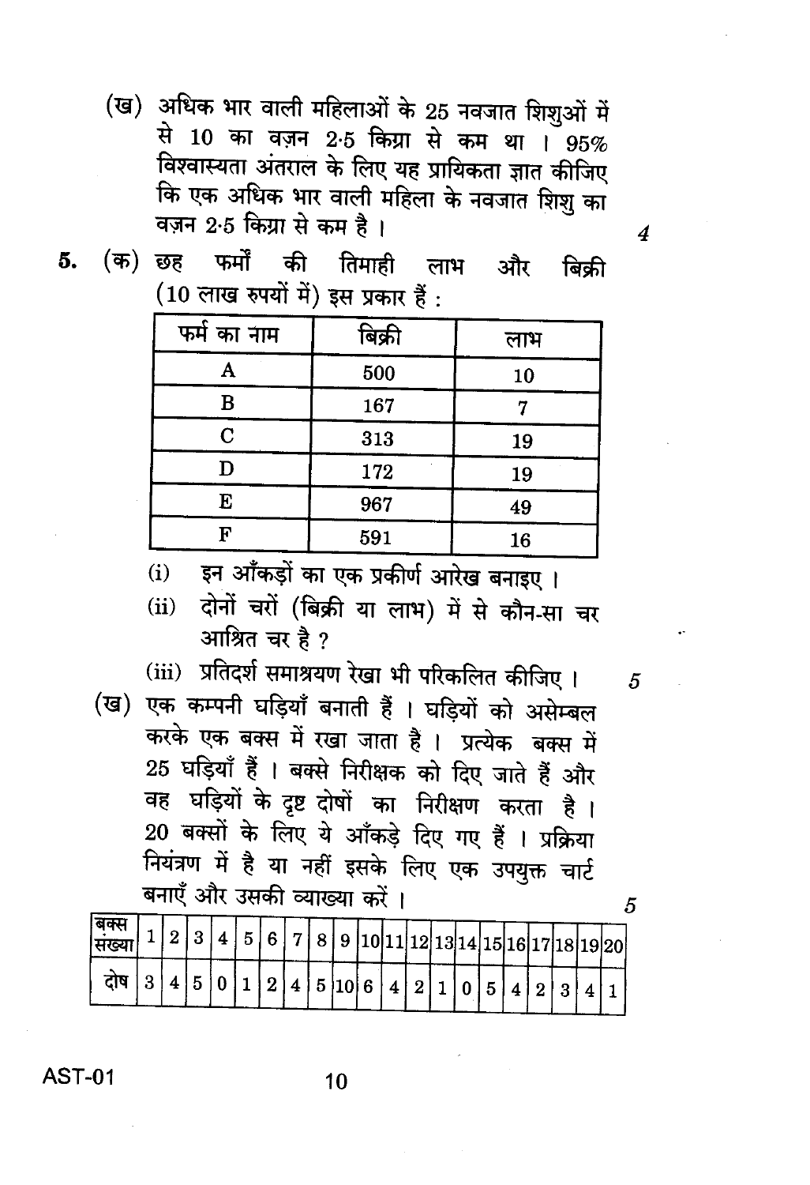(ख) अधिक भार वाली महिलाओं के 25 नवजात शिशुओं में से 10 का वज़न 2·5 किग्रा से कम था । 95% विश्वास्यता अंतराल के लिए यह प्रायिकता ज्ञात कीजिए कि एक अधिक भार वाली महिला के नवजात शिशु का वज़न 2·5 किग्रा से कम है । 4

5. (क) छह फर्मों की तिमाही लाभ और बिक्री (10 लाख रुपयों में) इस प्रकार हैं :

| फर्म का नाम | बिक्री | लाभ |
|---|---|---|
| A | 500 | 10 |
| B | 167 | 7 |
| C | 313 | 19 |
| D | 172 | 19 |
| E | 967 | 49 |
| F | 591 | 16 |

(i) इन आँकड़ों का एक प्रकीर्ण आरेख बनाइए ।

(ii) दोनों चरों (बिक्री या लाभ) में से कौन-सा चर आश्रित चर है ?

(iii) प्रतिदर्श समाश्रयण रेखा भी परिकलित कीजिए । 5

(ख) एक कम्पनी घड़ियाँ बनाती हैं । घड़ियों को असेम्बल करके एक बक्स में रखा जाता है । प्रत्येक बक्स में 25 घड़ियाँ हैं । बक्से निरीक्षक को दिए जाते हैं और वह घड़ियों के दृष्ट दोषों का निरीक्षण करता है । 20 बक्सों के लिए ये आँकड़े दिए गए हैं । प्रक्रिया नियंत्रण में है या नहीं इसके लिए एक उपयुक्त चार्ट बनाएँ और उसकी व्याख्या करें । 5

| बक्स संख्या | 1 | 2 | 3 | 4 | 5 | 6 | 7 | 8 | 9 | 10 | 11 | 12 | 13 | 14 | 15 | 16 | 17 | 18 | 19 | 20 |
|---|---|---|---|---|---|---|---|---|---|---|---|---|---|---|---|---|---|---|---|---|
| दोष | 3 | 4 | 5 | 0 | 1 | 2 | 4 | 5 | 10 | 6 | 4 | 2 | 1 | 0 | 5 | 4 | 2 | 3 | 4 | 1 |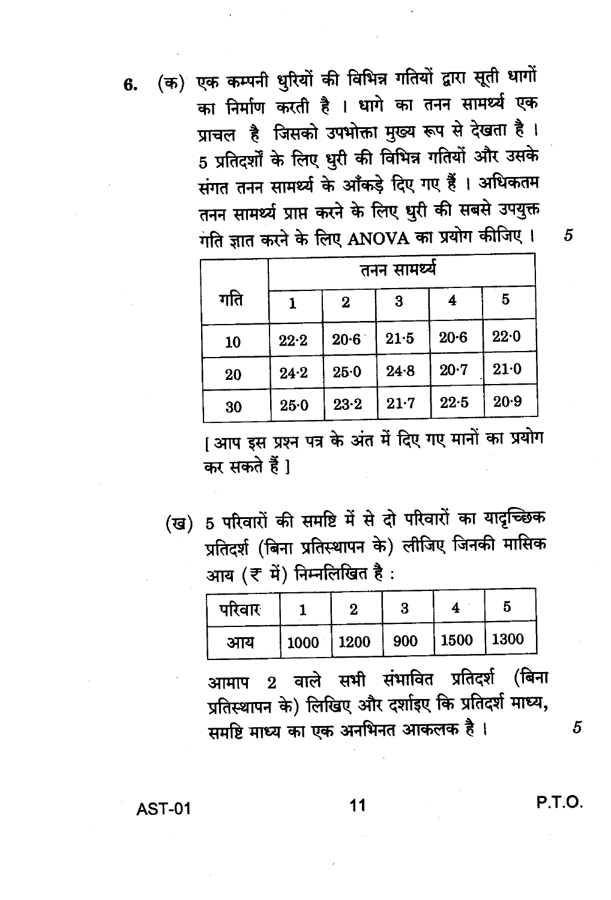6. (क) एक कम्पनी धुरियों की विभिन्न गतियों द्वारा सूती धागों का निर्माण करती है । धागे का तनन सामर्थ्य एक प्राचल है जिसको उपभोक्ता मुख्य रूप से देखता है । 5 प्रतिदर्शों के लिए धुरी की विभिन्न गतियों और उसके संगत तनन सामर्थ्य के आँकड़े दिए गए हैं । अधिकतम तनन सामर्थ्य प्राप्त करने के लिए धुरी की सबसे उपयुक्त गति ज्ञात करने के लिए ANOVA का प्रयोग कीजिए । 5

| गति | तनन सामर्थ्य | | | | |
|---|---|---|---|---|---|
| | 1 | 2 | 3 | 4 | 5 |
| 10 | 22·2 | 20·6 | 21·5 | 20·6 | 22·0 |
| 20 | 24·2 | 25·0 | 24·8 | 20·7 | 21·0 |
| 30 | 25·0 | 23·2 | 21·7 | 22·5 | 20·9 |

[ आप इस प्रश्न पत्र के अंत में दिए गए मानों का प्रयोग कर सकते हैं ]

(ख) 5 परिवारों की समष्टि में से दो परिवारों का यादृच्छिक प्रतिदर्श (बिना प्रतिस्थापन के) लीजिए जिनकी मासिक आय (₹ में) निम्नलिखित है :

| परिवार | 1 | 2 | 3 | 4 | 5 |
|---|---|---|---|---|---|
| आय | 1000 | 1200 | 900 | 1500 | 1300 |

आमाप 2 वाले सभी संभावित प्रतिदर्श (बिना प्रतिस्थापन के) लिखिए और दर्शाइए कि प्रतिदर्श माध्य, समष्टि माध्य का एक अनभिनत आकलक है । 5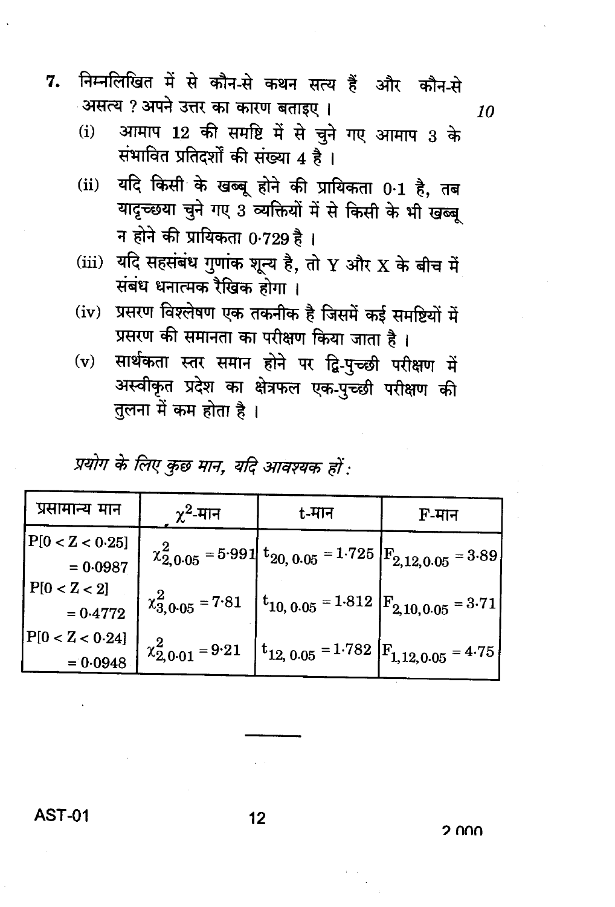7. निम्नलिखित में से कौन-से कथन सत्य हैं और कौन-से असत्य ? अपने उत्तर का कारण बताइए । *10*

   (i) आमाप 12 की समष्टि में से चुने गए आमाप 3 के संभावित प्रतिदर्शों की संख्या 4 है ।

   (ii) यदि किसी के खब्बू होने की प्रायिकता 0·1 है, तब यादृच्छया चुने गए 3 व्यक्तियों में से किसी के भी खब्बू न होने की प्रायिकता 0·729 है ।

   (iii) यदि सहसंबंध गुणांक शून्य है, तो Y और X के बीच में संबंध धनात्मक रैखिक होगा ।

   (iv) प्रसरण विश्लेषण एक तकनीक है जिसमें कई समष्टियों में प्रसरण की समानता का परीक्षण किया जाता है ।

   (v) सार्थकता स्तर समान होने पर द्वि-पुच्छी परीक्षण में अस्वीकृत प्रदेश का क्षेत्रफल एक-पुच्छी परीक्षण की तुलना में कम होता है ।

*प्रयोग के लिए कुछ मान, यदि आवश्यक हों :*

| प्रसामान्य मान | $\chi^2$-मान | t-मान | F-मान |
|---|---|---|---|
| $P[0 < Z < 0 \cdot 25] = 0 \cdot 0987$ | $\chi^2_{2, 0 \cdot 05} = 5 \cdot 991$ | $t_{20, 0 \cdot 05} = 1 \cdot 725$ | $F_{2, 12, 0 \cdot 05} = 3 \cdot 89$ |
| $P[0 < Z < 2] = 0 \cdot 4772$ | $\chi^2_{3, 0 \cdot 05} = 7 \cdot 81$ | $t_{10, 0 \cdot 05} = 1 \cdot 812$ | $F_{2, 10, 0 \cdot 05} = 3 \cdot 71$ |
| $P[0 < Z < 0 \cdot 24] = 0 \cdot 0948$ | $\chi^2_{2, 0 \cdot 01} = 9 \cdot 21$ | $t_{12, 0 \cdot 05} = 1 \cdot 782$ | $F_{1, 12, 0 \cdot 05} = 4 \cdot 75$ |

---